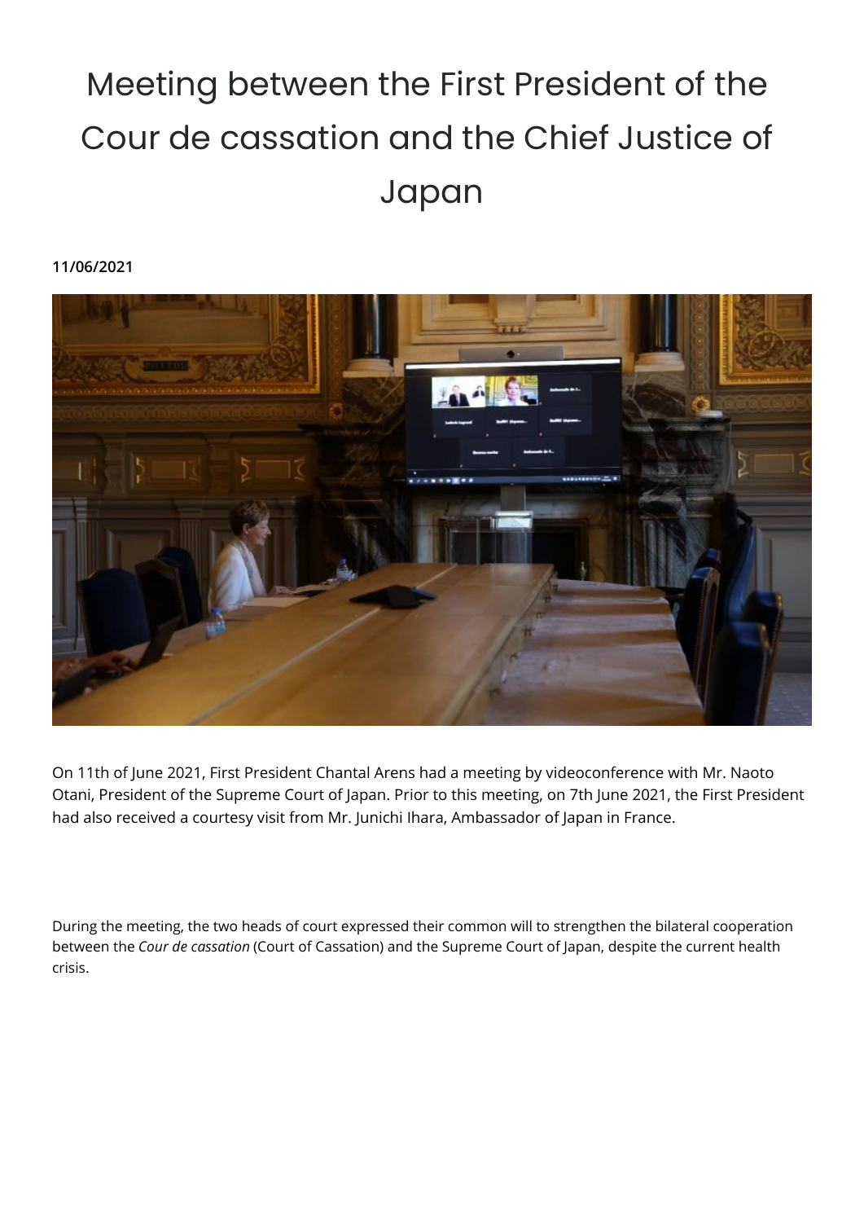# Meeting between the First President of the Cour de cassation and the Chief Justice of Japan

**11/06/2021**

On 11th of June 2021, First President Chantal Arens had a meeting by videoconference with Mr. Naoto Otani, President of the Supreme Court of Japan. Prior to this meeting, on 7th June 2021, the First President had also received a courtesy visit from Mr. Junichi Ihara, Ambassador of Japan in France.

During the meeting, the two heads of court expressed their common will to strengthen the bilateral cooperation between the *Cour de cassation* (Court of Cassation) and the Supreme Court of Japan, despite the current health crisis.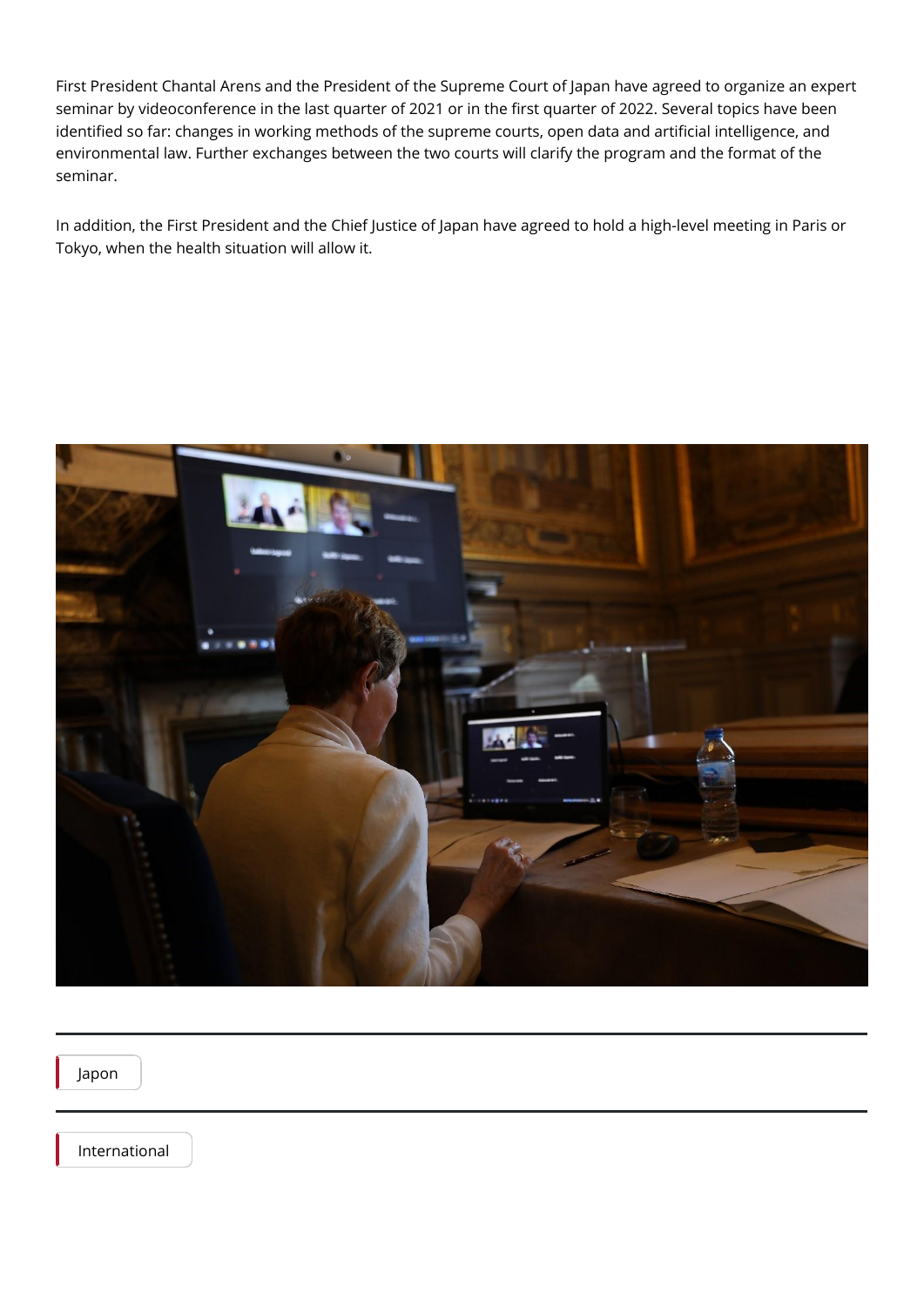First President Chantal Arens and the President of the Supreme Court of Japan have agreed to organize an expert seminar by videoconference in the last quarter of 2021 or in the first quarter of 2022. Several topics have been identified so far: changes in working methods of the supreme courts, open data and artificial intelligence, and environmental law. Further exchanges between the two courts will clarify the program and the format of the seminar.

In addition, the First President and the Chief Justice of Japan have agreed to hold a high-level meeting in Paris or Tokyo, when the health situation will allow it.

Japon

International